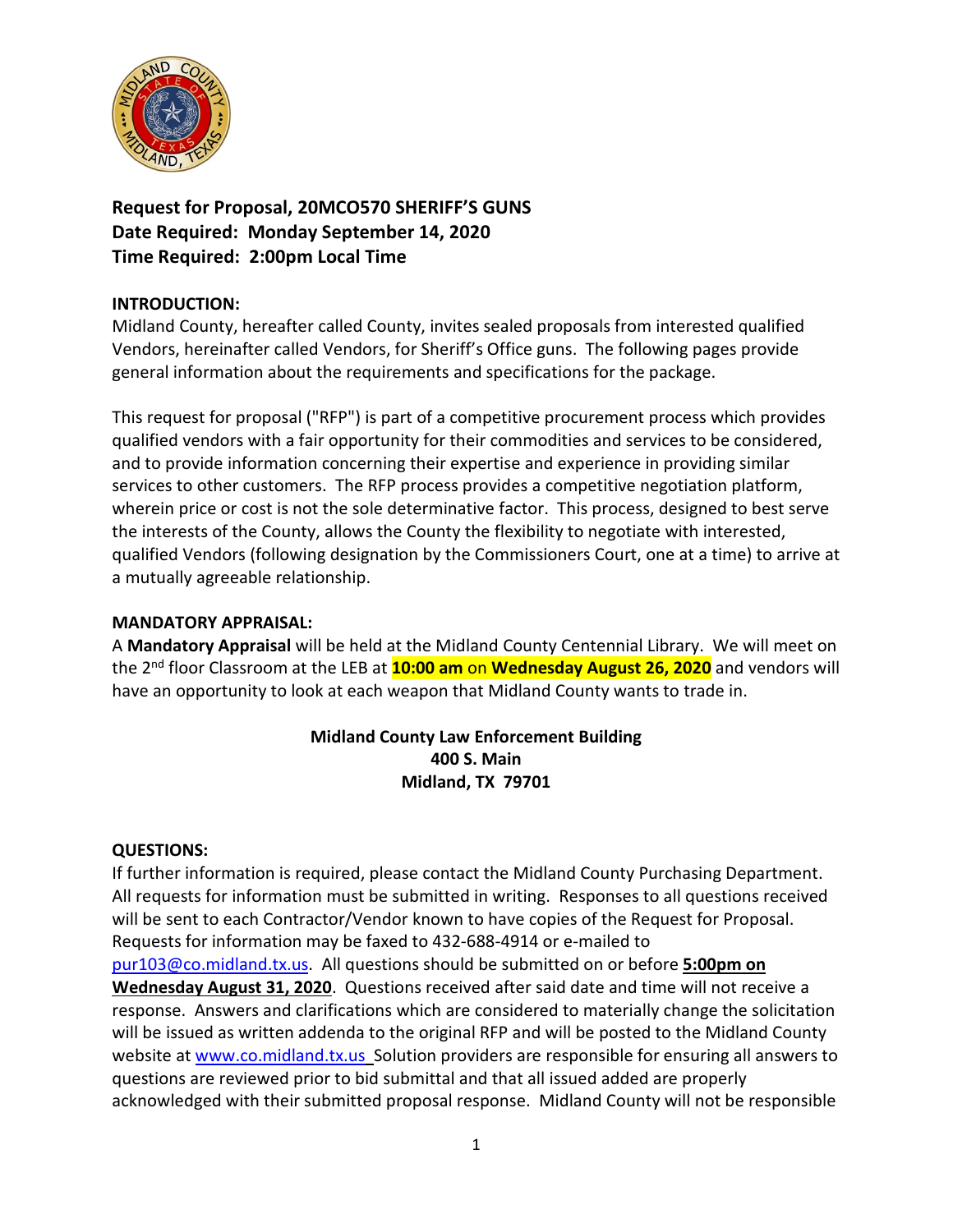**Request for Proposal, 20MCO570 SHERIFF'S GUNS**
**Date Required: Monday September 14, 2020**
**Time Required: 2:00pm Local Time**

**INTRODUCTION:**

Midland County, hereafter called County, invites sealed proposals from interested qualified Vendors, hereinafter called Vendors, for Sheriff's Office guns. The following pages provide general information about the requirements and specifications for the package.

This request for proposal ("RFP") is part of a competitive procurement process which provides qualified vendors with a fair opportunity for their commodities and services to be considered, and to provide information concerning their expertise and experience in providing similar services to other customers. The RFP process provides a competitive negotiation platform, wherein price or cost is not the sole determinative factor. This process, designed to best serve the interests of the County, allows the County the flexibility to negotiate with interested, qualified Vendors (following designation by the Commissioners Court, one at a time) to arrive at a mutually agreeable relationship.

**MANDATORY APPRAISAL:**

A **Mandatory Appraisal** will be held at the Midland County Centennial Library. We will meet on the 2nd floor Classroom at the LEB at **10:00 am** on **Wednesday August 26, 2020** and vendors will have an opportunity to look at each weapon that Midland County wants to trade in.

**Midland County Law Enforcement Building**
**400 S. Main**
**Midland, TX 79701**

**QUESTIONS:**

If further information is required, please contact the Midland County Purchasing Department. All requests for information must be submitted in writing. Responses to all questions received will be sent to each Contractor/Vendor known to have copies of the Request for Proposal. Requests for information may be faxed to 432-688-4914 or e-mailed to pur103@co.midland.tx.us. All questions should be submitted on or before **5:00pm on Wednesday August 31, 2020**. Questions received after said date and time will not receive a response. Answers and clarifications which are considered to materially change the solicitation will be issued as written addenda to the original RFP and will be posted to the Midland County website at www.co.midland.tx.us Solution providers are responsible for ensuring all answers to questions are reviewed prior to bid submittal and that all issued added are properly acknowledged with their submitted proposal response. Midland County will not be responsible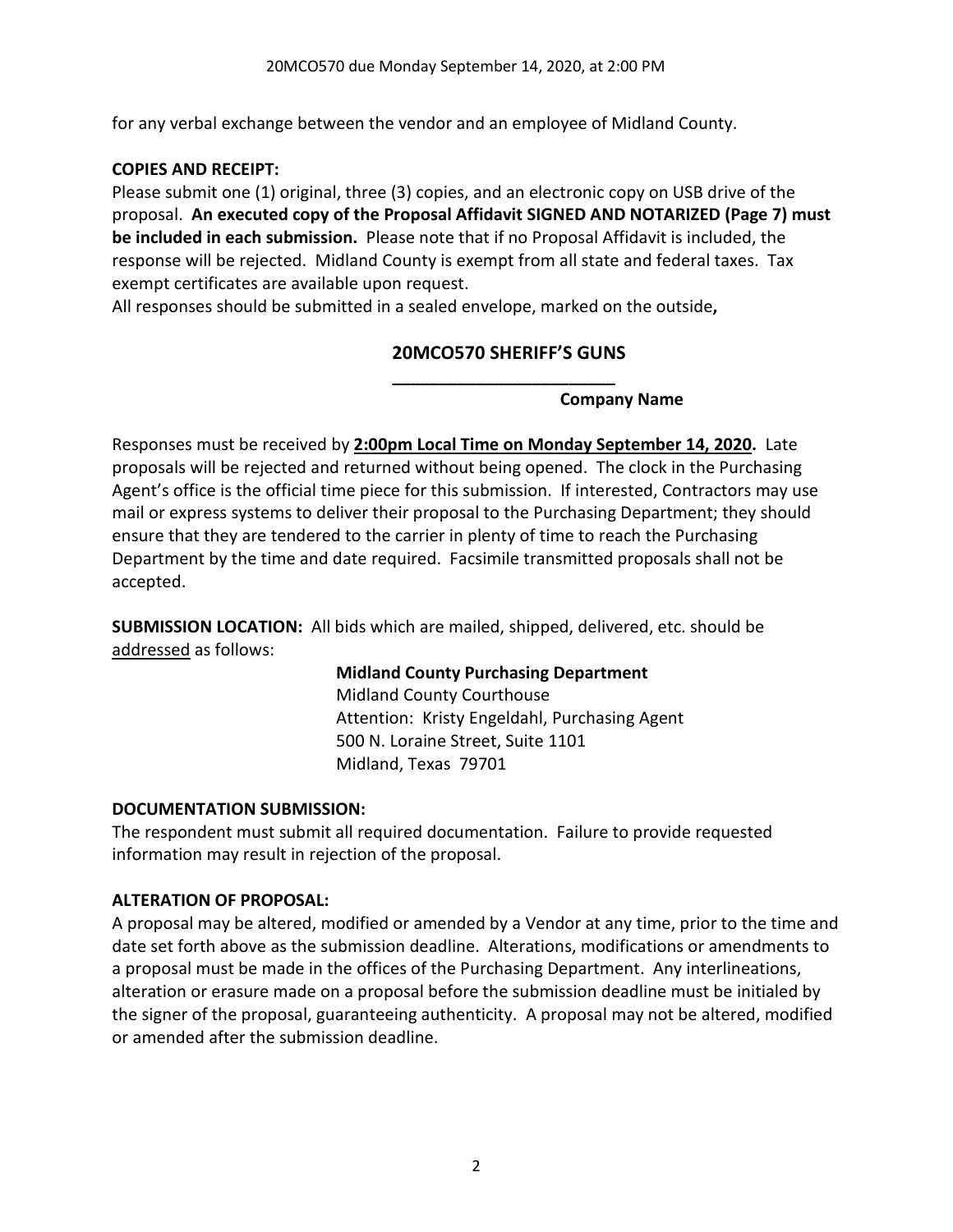for any verbal exchange between the vendor and an employee of Midland County.

**COPIES AND RECEIPT:**

Please submit one (1) original, three (3) copies, and an electronic copy on USB drive of the proposal. **An executed copy of the Proposal Affidavit SIGNED AND NOTARIZED (Page 7) must be included in each submission.** Please note that if no Proposal Affidavit is included, the response will be rejected. Midland County is exempt from all state and federal taxes. Tax exempt certificates are available upon request.

All responses should be submitted in a sealed envelope, marked on the outside**,**

**20MCO570 SHERIFF'S GUNS**

**_______________________**

**Company Name**

Responses must be received by **2:00pm Local Time on Monday September 14, 2020.** Late proposals will be rejected and returned without being opened. The clock in the Purchasing Agent's office is the official time piece for this submission. If interested, Contractors may use mail or express systems to deliver their proposal to the Purchasing Department; they should ensure that they are tendered to the carrier in plenty of time to reach the Purchasing Department by the time and date required. Facsimile transmitted proposals shall not be accepted.

**SUBMISSION LOCATION:** All bids which are mailed, shipped, delivered, etc. should be addressed as follows:

**Midland County Purchasing Department**
Midland County Courthouse
Attention: Kristy Engeldahl, Purchasing Agent
500 N. Loraine Street, Suite 1101
Midland, Texas 79701

**DOCUMENTATION SUBMISSION:**

The respondent must submit all required documentation. Failure to provide requested information may result in rejection of the proposal.

**ALTERATION OF PROPOSAL:**

A proposal may be altered, modified or amended by a Vendor at any time, prior to the time and date set forth above as the submission deadline. Alterations, modifications or amendments to a proposal must be made in the offices of the Purchasing Department. Any interlineations, alteration or erasure made on a proposal before the submission deadline must be initialed by the signer of the proposal, guaranteeing authenticity. A proposal may not be altered, modified or amended after the submission deadline.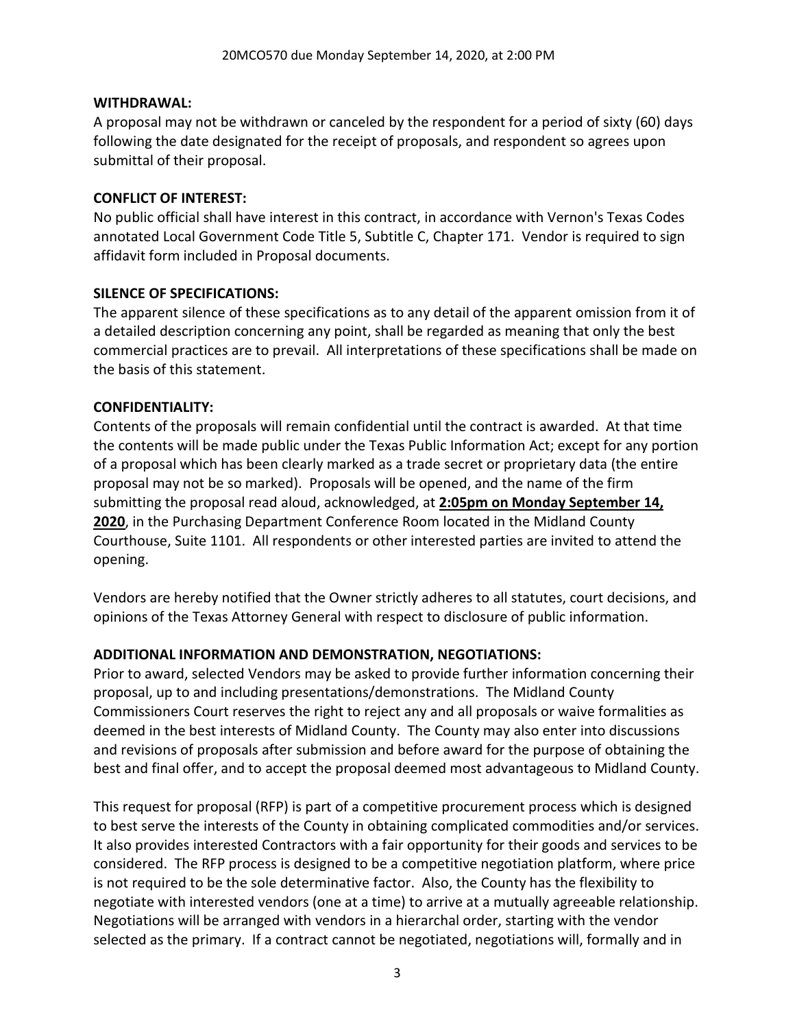**WITHDRAWAL:**

A proposal may not be withdrawn or canceled by the respondent for a period of sixty (60) days following the date designated for the receipt of proposals, and respondent so agrees upon submittal of their proposal.

**CONFLICT OF INTEREST:**

No public official shall have interest in this contract, in accordance with Vernon's Texas Codes annotated Local Government Code Title 5, Subtitle C, Chapter 171. Vendor is required to sign affidavit form included in Proposal documents.

**SILENCE OF SPECIFICATIONS:**

The apparent silence of these specifications as to any detail of the apparent omission from it of a detailed description concerning any point, shall be regarded as meaning that only the best commercial practices are to prevail. All interpretations of these specifications shall be made on the basis of this statement.

**CONFIDENTIALITY:**

Contents of the proposals will remain confidential until the contract is awarded. At that time the contents will be made public under the Texas Public Information Act; except for any portion of a proposal which has been clearly marked as a trade secret or proprietary data (the entire proposal may not be so marked). Proposals will be opened, and the name of the firm submitting the proposal read aloud, acknowledged, at **2:05pm on Monday September 14, 2020**, in the Purchasing Department Conference Room located in the Midland County Courthouse, Suite 1101. All respondents or other interested parties are invited to attend the opening.

Vendors are hereby notified that the Owner strictly adheres to all statutes, court decisions, and opinions of the Texas Attorney General with respect to disclosure of public information.

**ADDITIONAL INFORMATION AND DEMONSTRATION, NEGOTIATIONS:**

Prior to award, selected Vendors may be asked to provide further information concerning their proposal, up to and including presentations/demonstrations. The Midland County Commissioners Court reserves the right to reject any and all proposals or waive formalities as deemed in the best interests of Midland County. The County may also enter into discussions and revisions of proposals after submission and before award for the purpose of obtaining the best and final offer, and to accept the proposal deemed most advantageous to Midland County.

This request for proposal (RFP) is part of a competitive procurement process which is designed to best serve the interests of the County in obtaining complicated commodities and/or services. It also provides interested Contractors with a fair opportunity for their goods and services to be considered. The RFP process is designed to be a competitive negotiation platform, where price is not required to be the sole determinative factor. Also, the County has the flexibility to negotiate with interested vendors (one at a time) to arrive at a mutually agreeable relationship. Negotiations will be arranged with vendors in a hierarchal order, starting with the vendor selected as the primary. If a contract cannot be negotiated, negotiations will, formally and in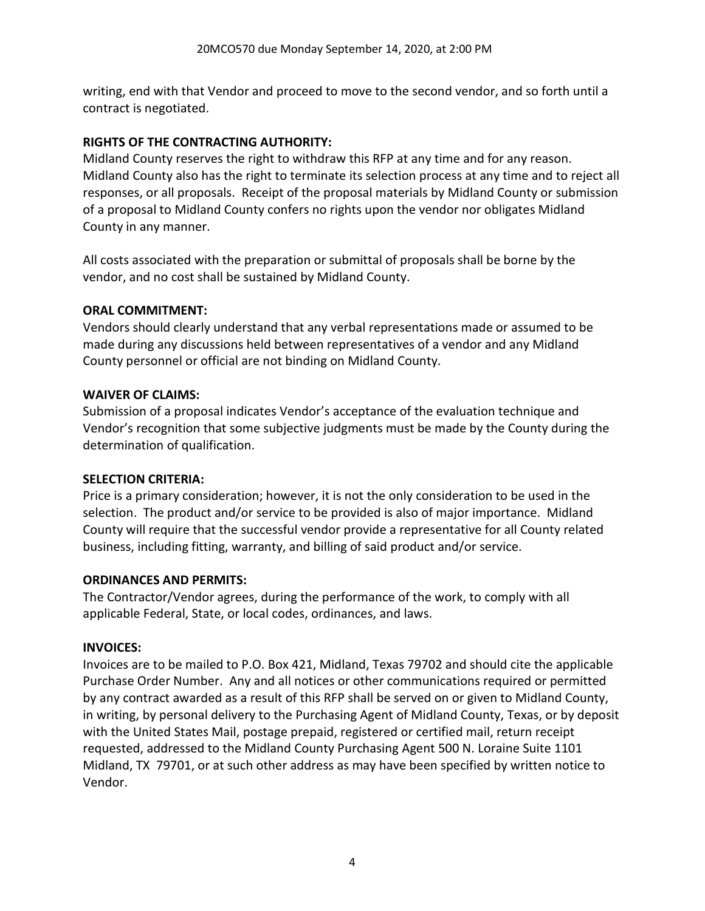writing, end with that Vendor and proceed to move to the second vendor, and so forth until a contract is negotiated.

**RIGHTS OF THE CONTRACTING AUTHORITY:**
Midland County reserves the right to withdraw this RFP at any time and for any reason. Midland County also has the right to terminate its selection process at any time and to reject all responses, or all proposals. Receipt of the proposal materials by Midland County or submission of a proposal to Midland County confers no rights upon the vendor nor obligates Midland County in any manner.

All costs associated with the preparation or submittal of proposals shall be borne by the vendor, and no cost shall be sustained by Midland County.

**ORAL COMMITMENT:**
Vendors should clearly understand that any verbal representations made or assumed to be made during any discussions held between representatives of a vendor and any Midland County personnel or official are not binding on Midland County.

**WAIVER OF CLAIMS:**
Submission of a proposal indicates Vendor's acceptance of the evaluation technique and Vendor's recognition that some subjective judgments must be made by the County during the determination of qualification.

**SELECTION CRITERIA:**
Price is a primary consideration; however, it is not the only consideration to be used in the selection. The product and/or service to be provided is also of major importance. Midland County will require that the successful vendor provide a representative for all County related business, including fitting, warranty, and billing of said product and/or service.

**ORDINANCES AND PERMITS:**
The Contractor/Vendor agrees, during the performance of the work, to comply with all applicable Federal, State, or local codes, ordinances, and laws.

**INVOICES:**
Invoices are to be mailed to P.O. Box 421, Midland, Texas 79702 and should cite the applicable Purchase Order Number. Any and all notices or other communications required or permitted by any contract awarded as a result of this RFP shall be served on or given to Midland County, in writing, by personal delivery to the Purchasing Agent of Midland County, Texas, or by deposit with the United States Mail, postage prepaid, registered or certified mail, return receipt requested, addressed to the Midland County Purchasing Agent 500 N. Loraine Suite 1101 Midland, TX 79701, or at such other address as may have been specified by written notice to Vendor.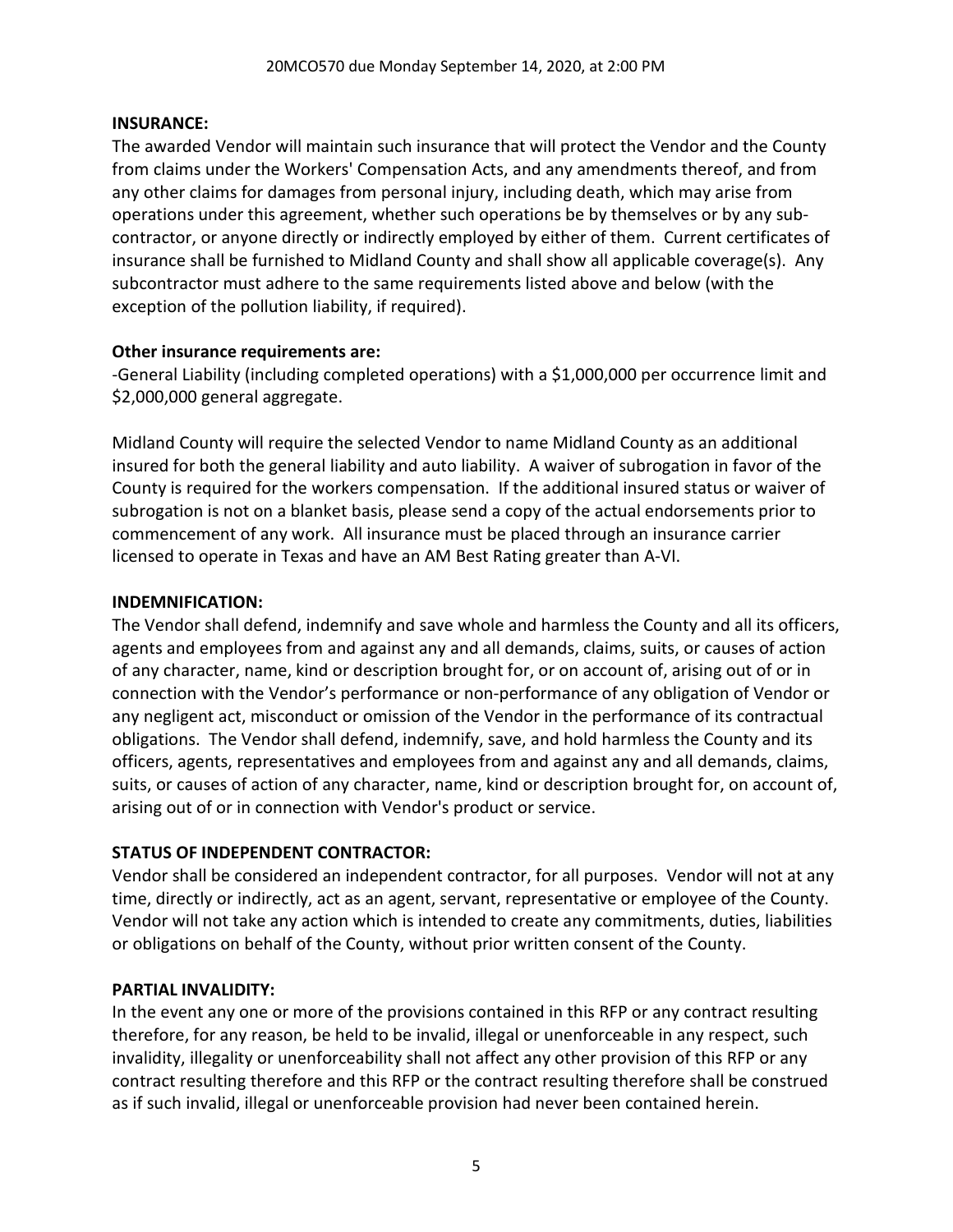**INSURANCE:**
The awarded Vendor will maintain such insurance that will protect the Vendor and the County from claims under the Workers' Compensation Acts, and any amendments thereof, and from any other claims for damages from personal injury, including death, which may arise from operations under this agreement, whether such operations be by themselves or by any sub-contractor, or anyone directly or indirectly employed by either of them. Current certificates of insurance shall be furnished to Midland County and shall show all applicable coverage(s). Any subcontractor must adhere to the same requirements listed above and below (with the exception of the pollution liability, if required).

**Other insurance requirements are:**
-General Liability (including completed operations) with a $1,000,000 per occurrence limit and $2,000,000 general aggregate.

Midland County will require the selected Vendor to name Midland County as an additional insured for both the general liability and auto liability. A waiver of subrogation in favor of the County is required for the workers compensation. If the additional insured status or waiver of subrogation is not on a blanket basis, please send a copy of the actual endorsements prior to commencement of any work. All insurance must be placed through an insurance carrier licensed to operate in Texas and have an AM Best Rating greater than A-VI.

**INDEMNIFICATION:**
The Vendor shall defend, indemnify and save whole and harmless the County and all its officers, agents and employees from and against any and all demands, claims, suits, or causes of action of any character, name, kind or description brought for, or on account of, arising out of or in connection with the Vendor's performance or non-performance of any obligation of Vendor or any negligent act, misconduct or omission of the Vendor in the performance of its contractual obligations. The Vendor shall defend, indemnify, save, and hold harmless the County and its officers, agents, representatives and employees from and against any and all demands, claims, suits, or causes of action of any character, name, kind or description brought for, on account of, arising out of or in connection with Vendor's product or service.

**STATUS OF INDEPENDENT CONTRACTOR:**
Vendor shall be considered an independent contractor, for all purposes. Vendor will not at any time, directly or indirectly, act as an agent, servant, representative or employee of the County. Vendor will not take any action which is intended to create any commitments, duties, liabilities or obligations on behalf of the County, without prior written consent of the County.

**PARTIAL INVALIDITY:**
In the event any one or more of the provisions contained in this RFP or any contract resulting therefore, for any reason, be held to be invalid, illegal or unenforceable in any respect, such invalidity, illegality or unenforceability shall not affect any other provision of this RFP or any contract resulting therefore and this RFP or the contract resulting therefore shall be construed as if such invalid, illegal or unenforceable provision had never been contained herein.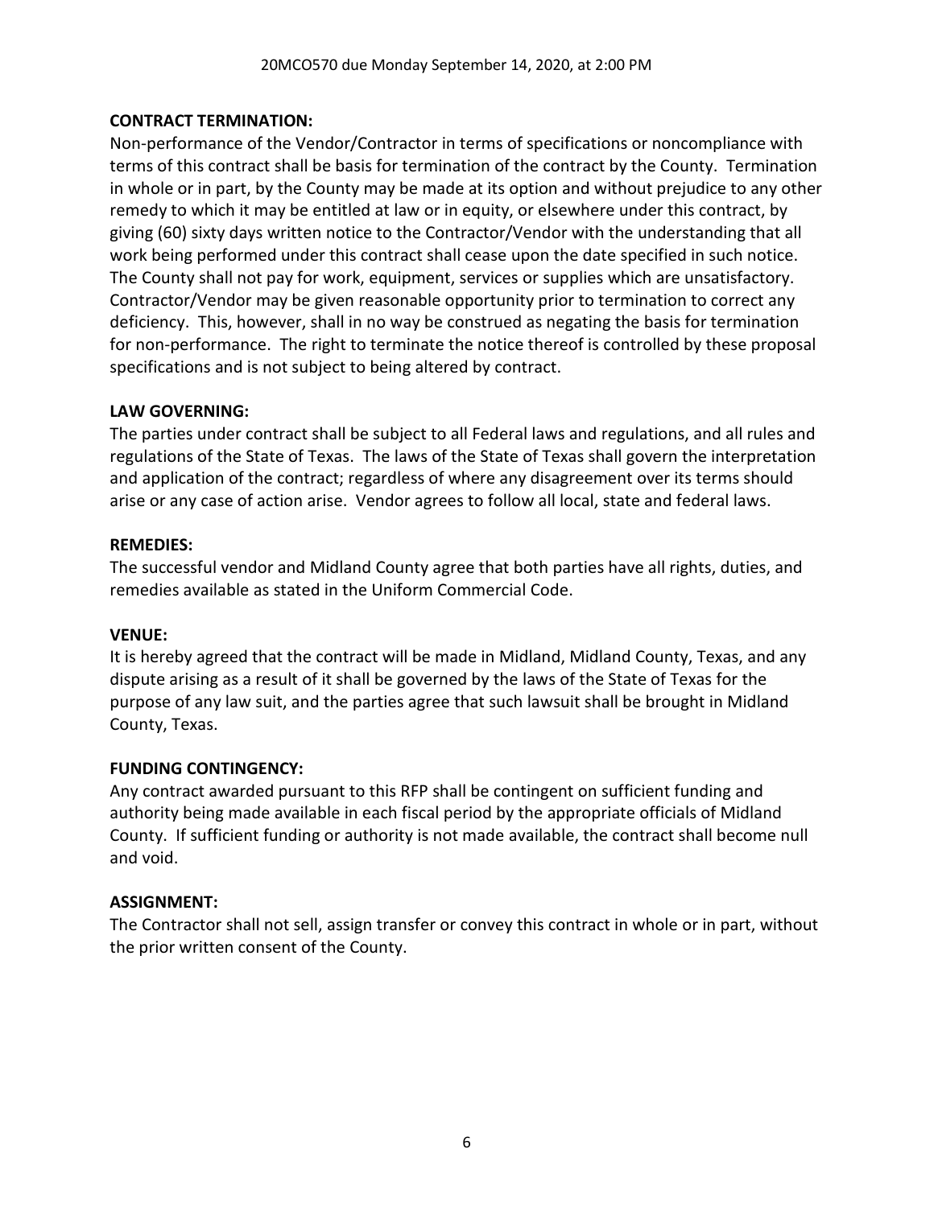**CONTRACT TERMINATION:**
Non-performance of the Vendor/Contractor in terms of specifications or noncompliance with terms of this contract shall be basis for termination of the contract by the County. Termination in whole or in part, by the County may be made at its option and without prejudice to any other remedy to which it may be entitled at law or in equity, or elsewhere under this contract, by giving (60) sixty days written notice to the Contractor/Vendor with the understanding that all work being performed under this contract shall cease upon the date specified in such notice. The County shall not pay for work, equipment, services or supplies which are unsatisfactory. Contractor/Vendor may be given reasonable opportunity prior to termination to correct any deficiency. This, however, shall in no way be construed as negating the basis for termination for non-performance. The right to terminate the notice thereof is controlled by these proposal specifications and is not subject to being altered by contract.

**LAW GOVERNING:**
The parties under contract shall be subject to all Federal laws and regulations, and all rules and regulations of the State of Texas. The laws of the State of Texas shall govern the interpretation and application of the contract; regardless of where any disagreement over its terms should arise or any case of action arise. Vendor agrees to follow all local, state and federal laws.

**REMEDIES:**
The successful vendor and Midland County agree that both parties have all rights, duties, and remedies available as stated in the Uniform Commercial Code.

**VENUE:**
It is hereby agreed that the contract will be made in Midland, Midland County, Texas, and any dispute arising as a result of it shall be governed by the laws of the State of Texas for the purpose of any law suit, and the parties agree that such lawsuit shall be brought in Midland County, Texas.

**FUNDING CONTINGENCY:**
Any contract awarded pursuant to this RFP shall be contingent on sufficient funding and authority being made available in each fiscal period by the appropriate officials of Midland County. If sufficient funding or authority is not made available, the contract shall become null and void.

**ASSIGNMENT:**
The Contractor shall not sell, assign transfer or convey this contract in whole or in part, without the prior written consent of the County.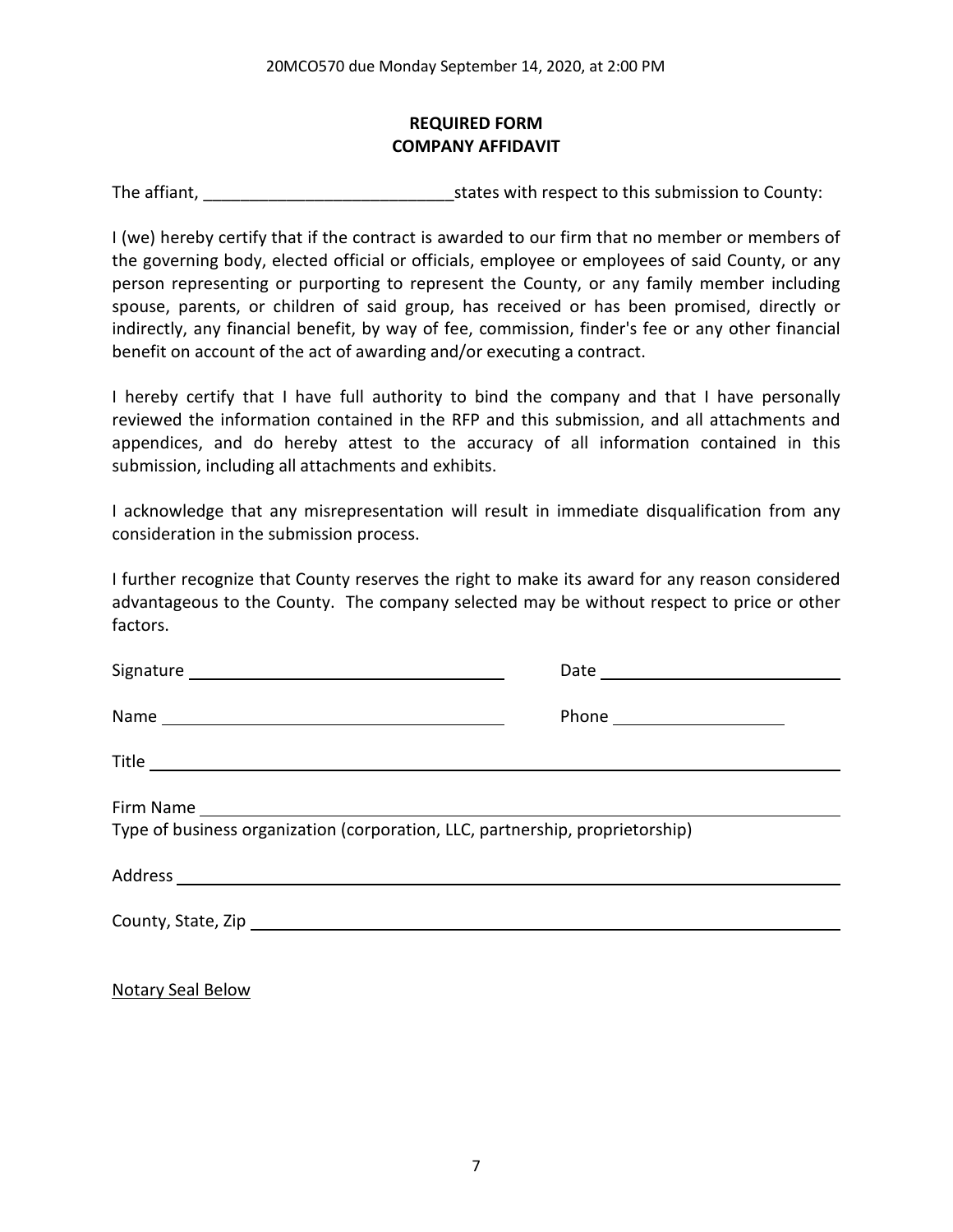## REQUIRED FORM
## COMPANY AFFIDAVIT

The affiant, ___________________________ states with respect to this submission to County:

I (we) hereby certify that if the contract is awarded to our firm that no member or members of the governing body, elected official or officials, employee or employees of said County, or any person representing or purporting to represent the County, or any family member including spouse, parents, or children of said group, has received or has been promised, directly or indirectly, any financial benefit, by way of fee, commission, finder's fee or any other financial benefit on account of the act of awarding and/or executing a contract.

I hereby certify that I have full authority to bind the company and that I have personally reviewed the information contained in the RFP and this submission, and all attachments and appendices, and do hereby attest to the accuracy of all information contained in this submission, including all attachments and exhibits.

I acknowledge that any misrepresentation will result in immediate disqualification from any consideration in the submission process.

I further recognize that County reserves the right to make its award for any reason considered advantageous to the County. The company selected may be without respect to price or other factors.

Signature ___________________________________ Date ___________________________

Name ______________________________________ Phone ___________________

Title ____________________________________________________________________

Firm Name _______________________________________________________________

Type of business organization (corporation, LLC, partnership, proprietorship)

Address __________________________________________________________________

County, State, Zip _________________________________________________________

<u>Notary Seal Below</u>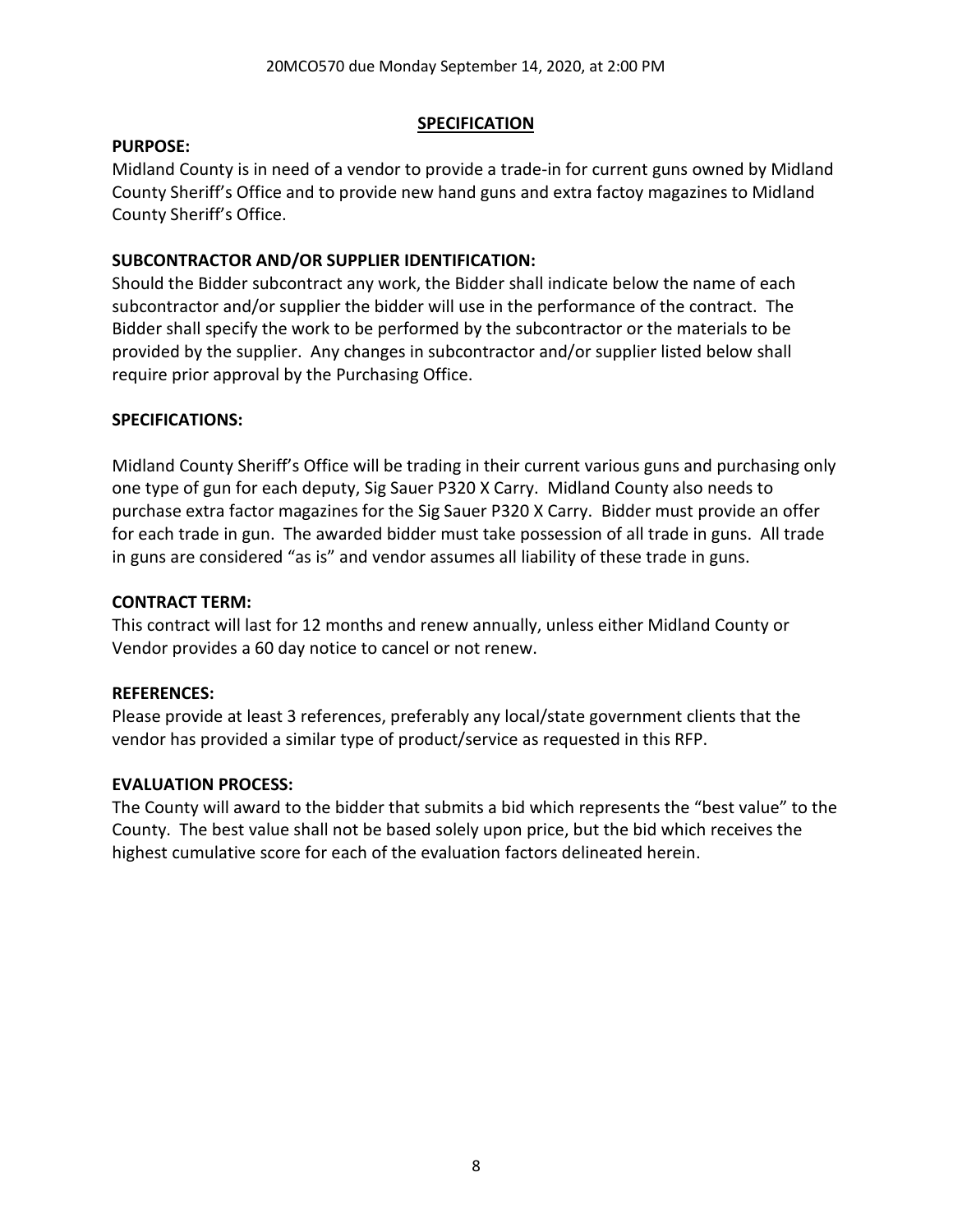## SPECIFICATION

**PURPOSE:**

Midland County is in need of a vendor to provide a trade-in for current guns owned by Midland County Sheriff's Office and to provide new hand guns and extra factoy magazines to Midland County Sheriff's Office.

**SUBCONTRACTOR AND/OR SUPPLIER IDENTIFICATION:**

Should the Bidder subcontract any work, the Bidder shall indicate below the name of each subcontractor and/or supplier the bidder will use in the performance of the contract. The Bidder shall specify the work to be performed by the subcontractor or the materials to be provided by the supplier. Any changes in subcontractor and/or supplier listed below shall require prior approval by the Purchasing Office.

**SPECIFICATIONS:**

Midland County Sheriff's Office will be trading in their current various guns and purchasing only one type of gun for each deputy, Sig Sauer P320 X Carry. Midland County also needs to purchase extra factor magazines for the Sig Sauer P320 X Carry. Bidder must provide an offer for each trade in gun. The awarded bidder must take possession of all trade in guns. All trade in guns are considered "as is" and vendor assumes all liability of these trade in guns.

**CONTRACT TERM:**

This contract will last for 12 months and renew annually, unless either Midland County or Vendor provides a 60 day notice to cancel or not renew.

**REFERENCES:**

Please provide at least 3 references, preferably any local/state government clients that the vendor has provided a similar type of product/service as requested in this RFP.

**EVALUATION PROCESS:**

The County will award to the bidder that submits a bid which represents the "best value" to the County. The best value shall not be based solely upon price, but the bid which receives the highest cumulative score for each of the evaluation factors delineated herein.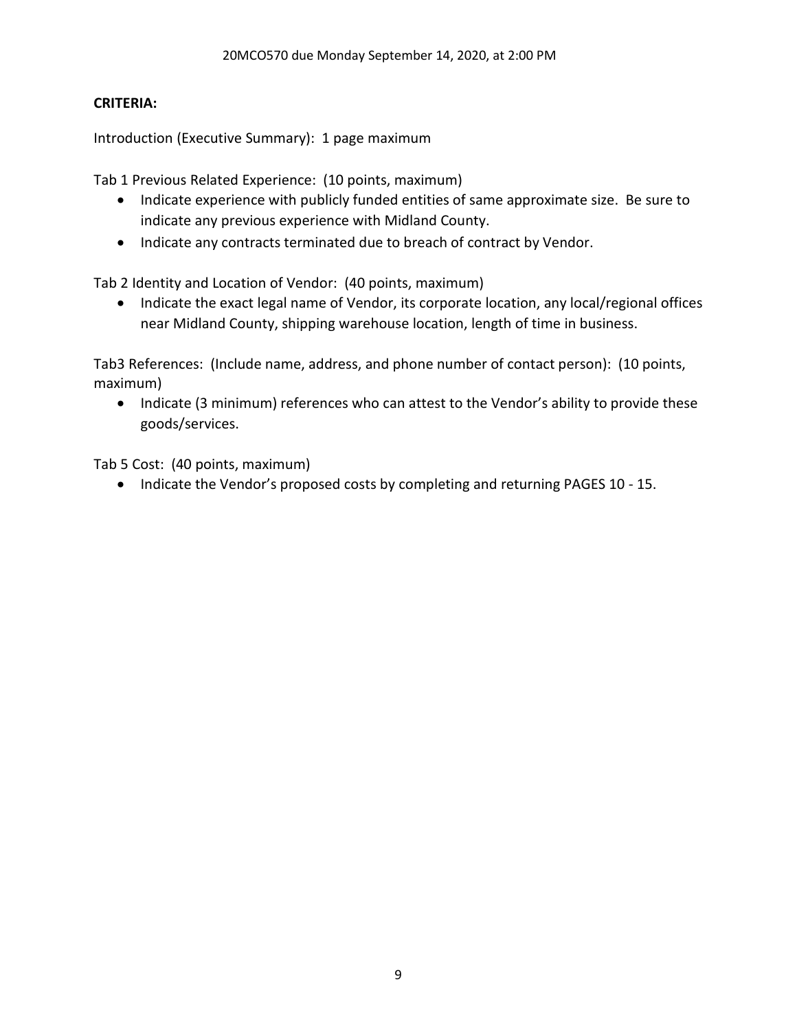**CRITERIA:**

Introduction (Executive Summary): 1 page maximum

Tab 1 Previous Related Experience: (10 points, maximum)

- Indicate experience with publicly funded entities of same approximate size. Be sure to indicate any previous experience with Midland County.
- Indicate any contracts terminated due to breach of contract by Vendor.

Tab 2 Identity and Location of Vendor: (40 points, maximum)

- Indicate the exact legal name of Vendor, its corporate location, any local/regional offices near Midland County, shipping warehouse location, length of time in business.

Tab3 References: (Include name, address, and phone number of contact person): (10 points, maximum)

- Indicate (3 minimum) references who can attest to the Vendor's ability to provide these goods/services.

Tab 5 Cost: (40 points, maximum)

- Indicate the Vendor's proposed costs by completing and returning PAGES 10 - 15.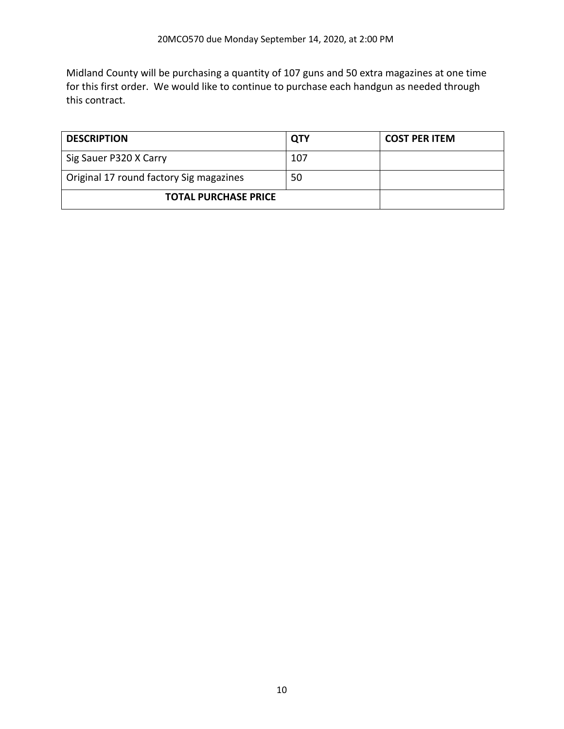20MCO570 due Monday September 14, 2020, at 2:00 PM

Midland County will be purchasing a quantity of 107 guns and 50 extra magazines at one time for this first order. We would like to continue to purchase each handgun as needed through this contract.

| DESCRIPTION | QTY | COST PER ITEM |
| --- | --- | --- |
| Sig Sauer P320 X Carry | 107 | |
| Original 17 round factory Sig magazines | 50 | |
| **TOTAL PURCHASE PRICE** | | |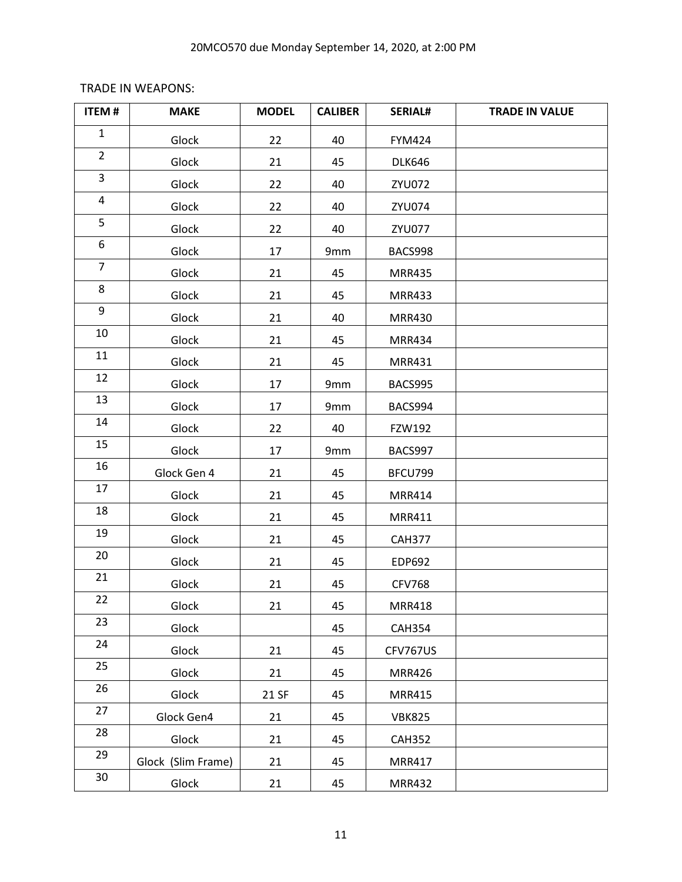TRADE IN WEAPONS:

| ITEM # | MAKE | MODEL | CALIBER | SERIAL# | TRADE IN VALUE |
|---|---|---|---|---|---|
| 1 | Glock | 22 | 40 | FYM424 | |
| 2 | Glock | 21 | 45 | DLK646 | |
| 3 | Glock | 22 | 40 | ZYU072 | |
| 4 | Glock | 22 | 40 | ZYU074 | |
| 5 | Glock | 22 | 40 | ZYU077 | |
| 6 | Glock | 17 | 9mm | BACS998 | |
| 7 | Glock | 21 | 45 | MRR435 | |
| 8 | Glock | 21 | 45 | MRR433 | |
| 9 | Glock | 21 | 40 | MRR430 | |
| 10 | Glock | 21 | 45 | MRR434 | |
| 11 | Glock | 21 | 45 | MRR431 | |
| 12 | Glock | 17 | 9mm | BACS995 | |
| 13 | Glock | 17 | 9mm | BACS994 | |
| 14 | Glock | 22 | 40 | FZW192 | |
| 15 | Glock | 17 | 9mm | BACS997 | |
| 16 | Glock Gen 4 | 21 | 45 | BFCU799 | |
| 17 | Glock | 21 | 45 | MRR414 | |
| 18 | Glock | 21 | 45 | MRR411 | |
| 19 | Glock | 21 | 45 | CAH377 | |
| 20 | Glock | 21 | 45 | EDP692 | |
| 21 | Glock | 21 | 45 | CFV768 | |
| 22 | Glock | 21 | 45 | MRR418 | |
| 23 | Glock | | 45 | CAH354 | |
| 24 | Glock | 21 | 45 | CFV767US | |
| 25 | Glock | 21 | 45 | MRR426 | |
| 26 | Glock | 21 SF | 45 | MRR415 | |
| 27 | Glock Gen4 | 21 | 45 | VBK825 | |
| 28 | Glock | 21 | 45 | CAH352 | |
| 29 | Glock (Slim Frame) | 21 | 45 | MRR417 | |
| 30 | Glock | 21 | 45 | MRR432 | |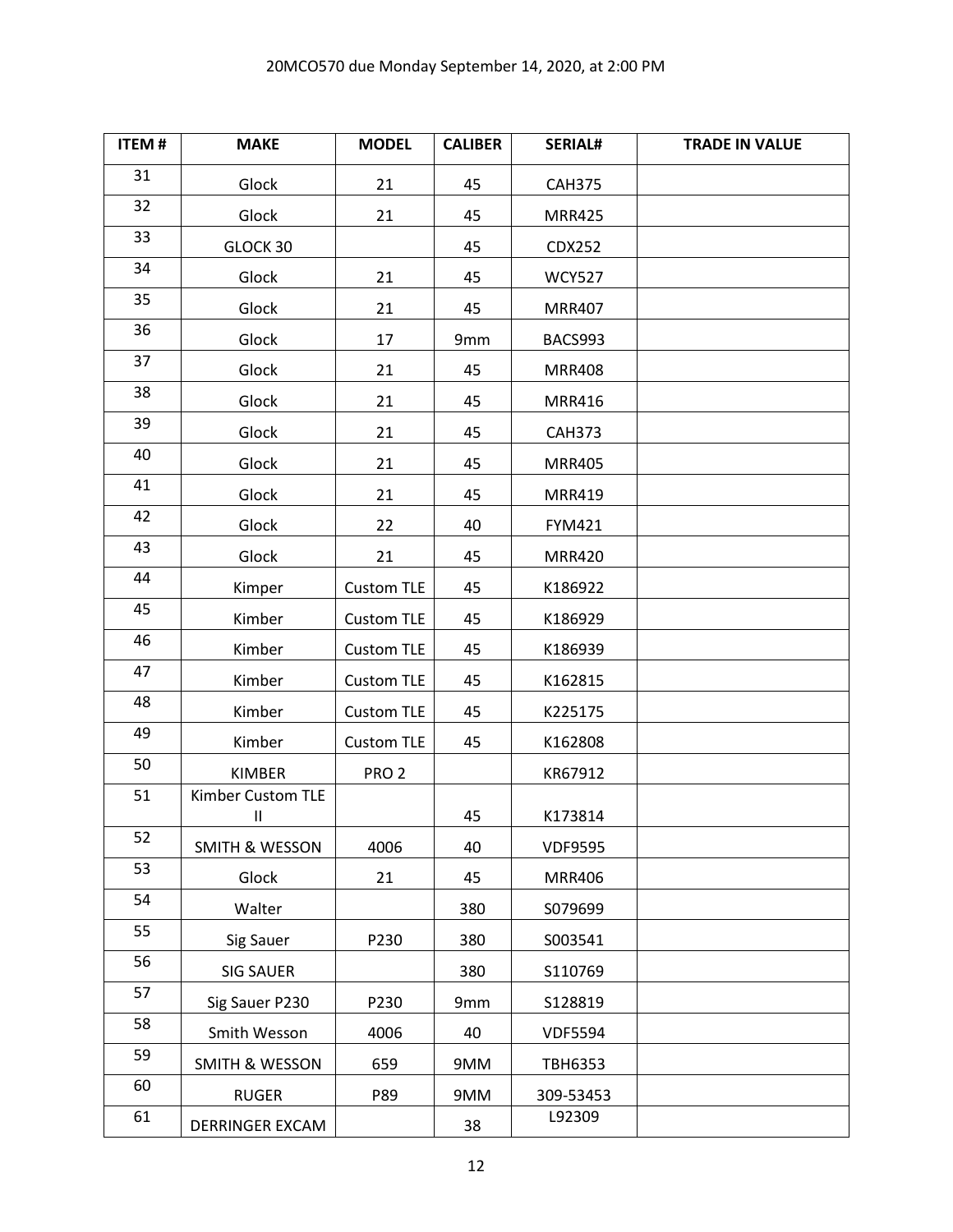20MCO570 due Monday September 14, 2020, at 2:00 PM

| ITEM # | MAKE | MODEL | CALIBER | SERIAL# | TRADE IN VALUE |
|---|---|---|---|---|---|
| 31 | Glock | 21 | 45 | CAH375 | |
| 32 | Glock | 21 | 45 | MRR425 | |
| 33 | GLOCK 30 | | 45 | CDX252 | |
| 34 | Glock | 21 | 45 | WCY527 | |
| 35 | Glock | 21 | 45 | MRR407 | |
| 36 | Glock | 17 | 9mm | BACS993 | |
| 37 | Glock | 21 | 45 | MRR408 | |
| 38 | Glock | 21 | 45 | MRR416 | |
| 39 | Glock | 21 | 45 | CAH373 | |
| 40 | Glock | 21 | 45 | MRR405 | |
| 41 | Glock | 21 | 45 | MRR419 | |
| 42 | Glock | 22 | 40 | FYM421 | |
| 43 | Glock | 21 | 45 | MRR420 | |
| 44 | Kimper | Custom TLE | 45 | K186922 | |
| 45 | Kimber | Custom TLE | 45 | K186929 | |
| 46 | Kimber | Custom TLE | 45 | K186939 | |
| 47 | Kimber | Custom TLE | 45 | K162815 | |
| 48 | Kimber | Custom TLE | 45 | K225175 | |
| 49 | Kimber | Custom TLE | 45 | K162808 | |
| 50 | KIMBER | PRO 2 | | KR67912 | |
| 51 | Kimber Custom TLE II | | 45 | K173814 | |
| 52 | SMITH & WESSON | 4006 | 40 | VDF9595 | |
| 53 | Glock | 21 | 45 | MRR406 | |
| 54 | Walter | | 380 | S079699 | |
| 55 | Sig Sauer | P230 | 380 | S003541 | |
| 56 | SIG SAUER | | 380 | S110769 | |
| 57 | Sig Sauer P230 | P230 | 9mm | S128819 | |
| 58 | Smith Wesson | 4006 | 40 | VDF5594 | |
| 59 | SMITH & WESSON | 659 | 9MM | TBH6353 | |
| 60 | RUGER | P89 | 9MM | 309-53453 | |
| 61 | DERRINGER EXCAM | | 38 | L92309 | |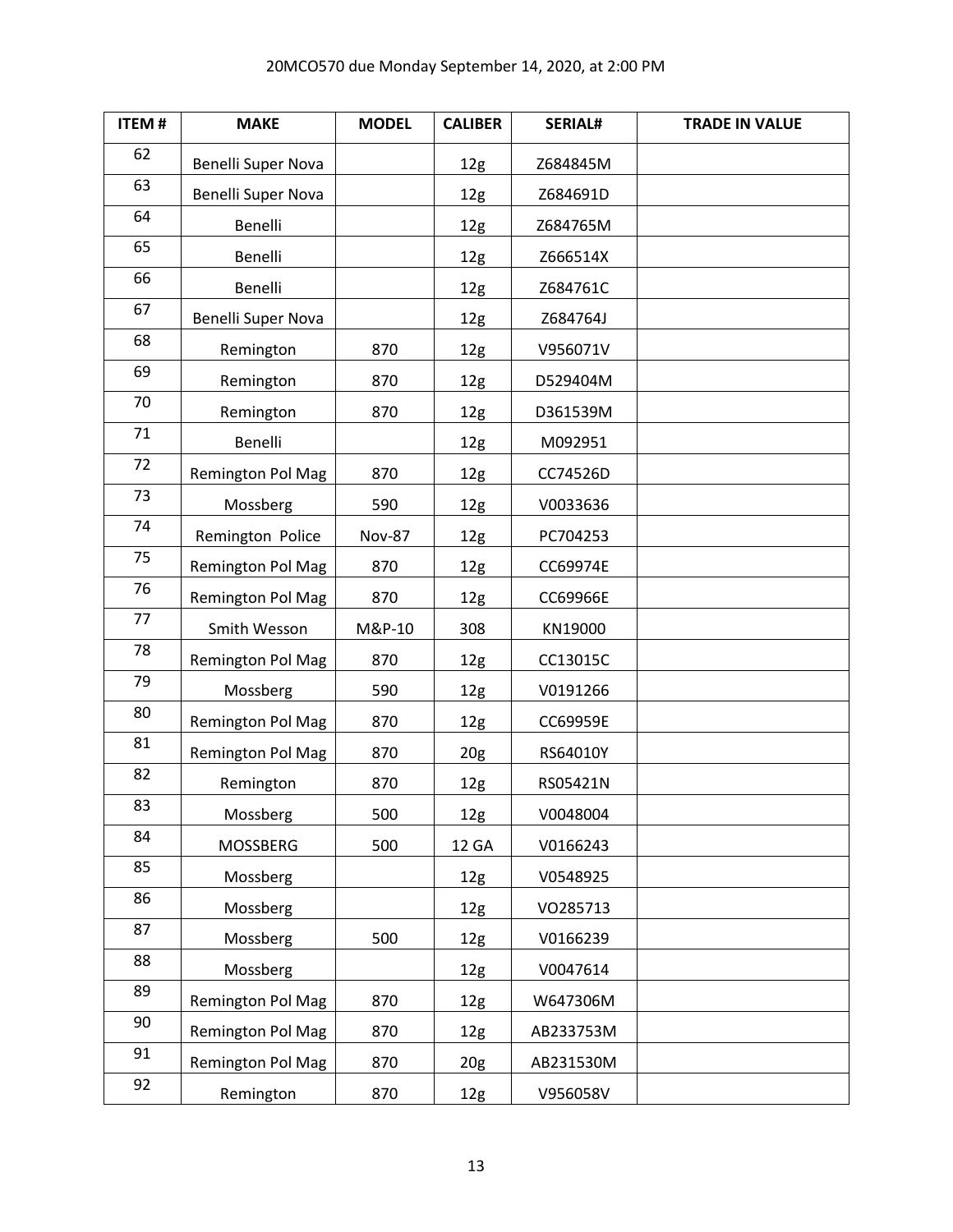20MCO570 due Monday September 14, 2020, at 2:00 PM

| ITEM # | MAKE | MODEL | CALIBER | SERIAL# | TRADE IN VALUE |
|---|---|---|---|---|---|
| 62 | Benelli Super Nova | | 12g | Z684845M | |
| 63 | Benelli Super Nova | | 12g | Z684691D | |
| 64 | Benelli | | 12g | Z684765M | |
| 65 | Benelli | | 12g | Z666514X | |
| 66 | Benelli | | 12g | Z684761C | |
| 67 | Benelli Super Nova | | 12g | Z684764J | |
| 68 | Remington | 870 | 12g | V956071V | |
| 69 | Remington | 870 | 12g | D529404M | |
| 70 | Remington | 870 | 12g | D361539M | |
| 71 | Benelli | | 12g | M092951 | |
| 72 | Remington Pol Mag | 870 | 12g | CC74526D | |
| 73 | Mossberg | 590 | 12g | V0033636 | |
| 74 | Remington Police | Nov-87 | 12g | PC704253 | |
| 75 | Remington Pol Mag | 870 | 12g | CC69974E | |
| 76 | Remington Pol Mag | 870 | 12g | CC69966E | |
| 77 | Smith Wesson | M&P-10 | 308 | KN19000 | |
| 78 | Remington Pol Mag | 870 | 12g | CC13015C | |
| 79 | Mossberg | 590 | 12g | V0191266 | |
| 80 | Remington Pol Mag | 870 | 12g | CC69959E | |
| 81 | Remington Pol Mag | 870 | 20g | RS64010Y | |
| 82 | Remington | 870 | 12g | RS05421N | |
| 83 | Mossberg | 500 | 12g | V0048004 | |
| 84 | MOSSBERG | 500 | 12 GA | V0166243 | |
| 85 | Mossberg | | 12g | V0548925 | |
| 86 | Mossberg | | 12g | VO285713 | |
| 87 | Mossberg | 500 | 12g | V0166239 | |
| 88 | Mossberg | | 12g | V0047614 | |
| 89 | Remington Pol Mag | 870 | 12g | W647306M | |
| 90 | Remington Pol Mag | 870 | 12g | AB233753M | |
| 91 | Remington Pol Mag | 870 | 20g | AB231530M | |
| 92 | Remington | 870 | 12g | V956058V | |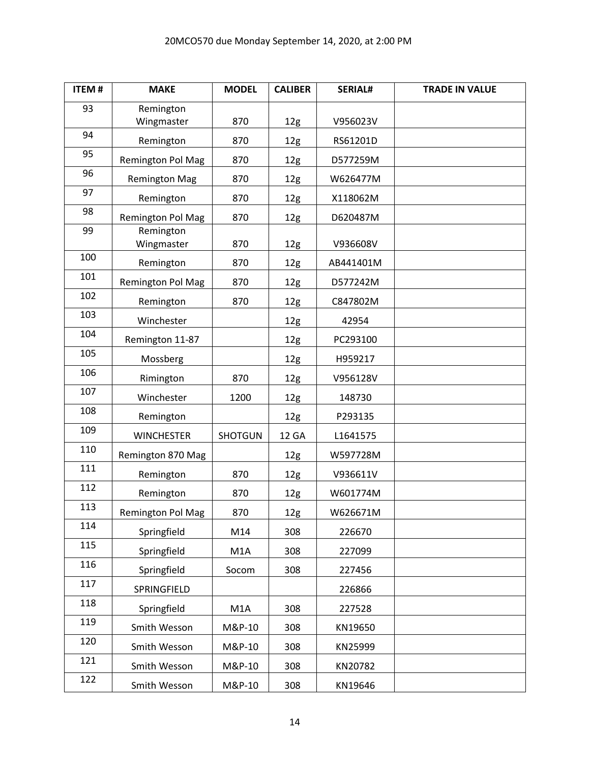20MCO570 due Monday September 14, 2020, at 2:00 PM

| ITEM # | MAKE | MODEL | CALIBER | SERIAL# | TRADE IN VALUE |
|---|---|---|---|---|---|
| 93 | Remington Wingmaster | 870 | 12g | V956023V | |
| 94 | Remington | 870 | 12g | RS61201D | |
| 95 | Remington Pol Mag | 870 | 12g | D577259M | |
| 96 | Remington Mag | 870 | 12g | W626477M | |
| 97 | Remington | 870 | 12g | X118062M | |
| 98 | Remington Pol Mag | 870 | 12g | D620487M | |
| 99 | Remington Wingmaster | 870 | 12g | V936608V | |
| 100 | Remington | 870 | 12g | AB441401M | |
| 101 | Remington Pol Mag | 870 | 12g | D577242M | |
| 102 | Remington | 870 | 12g | C847802M | |
| 103 | Winchester | | 12g | 42954 | |
| 104 | Remington 11-87 | | 12g | PC293100 | |
| 105 | Mossberg | | 12g | H959217 | |
| 106 | Rimington | 870 | 12g | V956128V | |
| 107 | Winchester | 1200 | 12g | 148730 | |
| 108 | Remington | | 12g | P293135 | |
| 109 | WINCHESTER | SHOTGUN | 12 GA | L1641575 | |
| 110 | Remington 870 Mag | | 12g | W597728M | |
| 111 | Remington | 870 | 12g | V936611V | |
| 112 | Remington | 870 | 12g | W601774M | |
| 113 | Remington Pol Mag | 870 | 12g | W626671M | |
| 114 | Springfield | M14 | 308 | 226670 | |
| 115 | Springfield | M1A | 308 | 227099 | |
| 116 | Springfield | Socom | 308 | 227456 | |
| 117 | SPRINGFIELD | | | 226866 | |
| 118 | Springfield | M1A | 308 | 227528 | |
| 119 | Smith Wesson | M&P-10 | 308 | KN19650 | |
| 120 | Smith Wesson | M&P-10 | 308 | KN25999 | |
| 121 | Smith Wesson | M&P-10 | 308 | KN20782 | |
| 122 | Smith Wesson | M&P-10 | 308 | KN19646 | |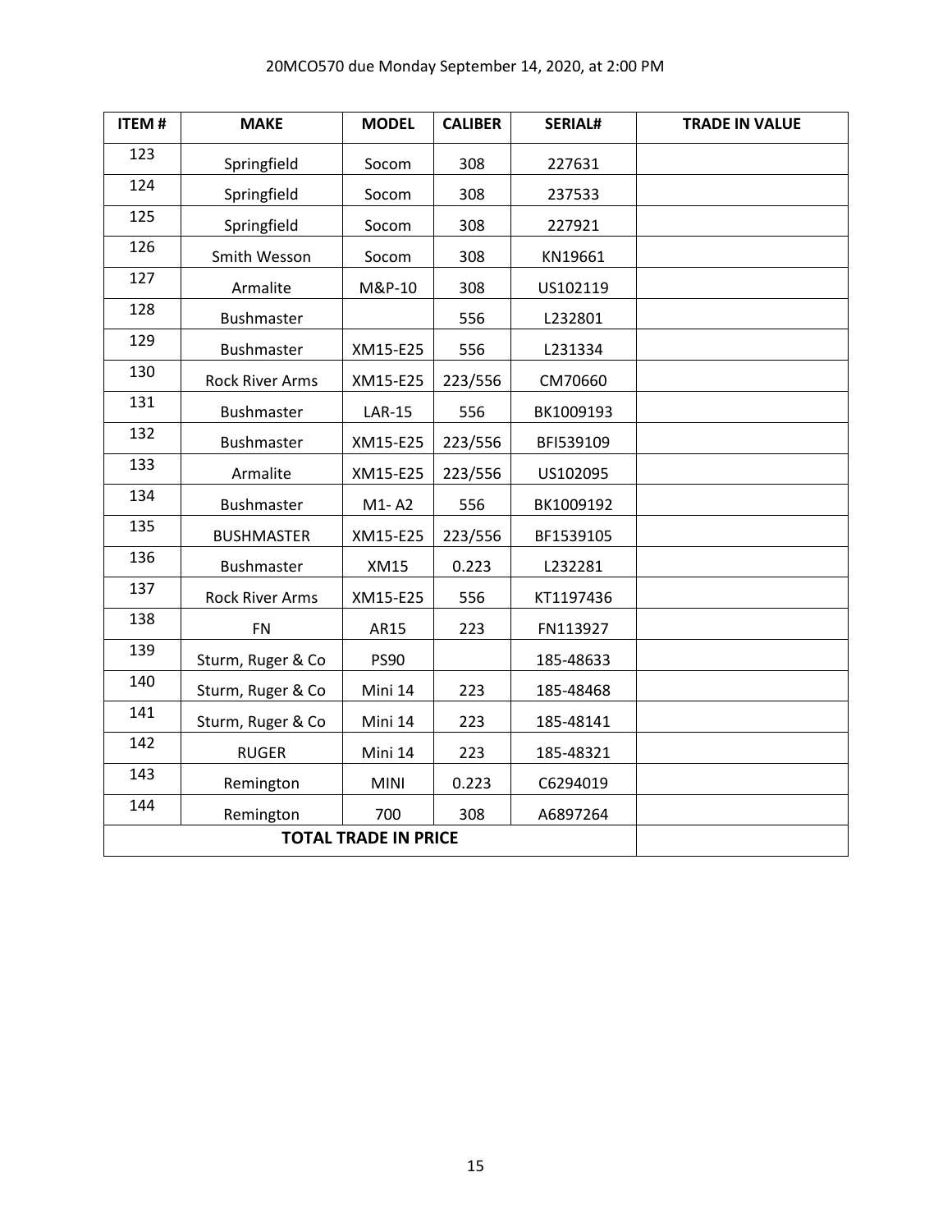20MCO570 due Monday September 14, 2020, at 2:00 PM

| ITEM # | MAKE | MODEL | CALIBER | SERIAL# | TRADE IN VALUE |
|---|---|---|---|---|---|
| 123 | Springfield | Socom | 308 | 227631 | |
| 124 | Springfield | Socom | 308 | 237533 | |
| 125 | Springfield | Socom | 308 | 227921 | |
| 126 | Smith Wesson | Socom | 308 | KN19661 | |
| 127 | Armalite | M&P-10 | 308 | US102119 | |
| 128 | Bushmaster | | 556 | L232801 | |
| 129 | Bushmaster | XM15-E25 | 556 | L231334 | |
| 130 | Rock River Arms | XM15-E25 | 223/556 | CM70660 | |
| 131 | Bushmaster | LAR-15 | 556 | BK1009193 | |
| 132 | Bushmaster | XM15-E25 | 223/556 | BFI539109 | |
| 133 | Armalite | XM15-E25 | 223/556 | US102095 | |
| 134 | Bushmaster | M1- A2 | 556 | BK1009192 | |
| 135 | BUSHMASTER | XM15-E25 | 223/556 | BF1539105 | |
| 136 | Bushmaster | XM15 | 0.223 | L232281 | |
| 137 | Rock River Arms | XM15-E25 | 556 | KT1197436 | |
| 138 | FN | AR15 | 223 | FN113927 | |
| 139 | Sturm, Ruger & Co | PS90 | | 185-48633 | |
| 140 | Sturm, Ruger & Co | Mini 14 | 223 | 185-48468 | |
| 141 | Sturm, Ruger & Co | Mini 14 | 223 | 185-48141 | |
| 142 | RUGER | Mini 14 | 223 | 185-48321 | |
| 143 | Remington | MINI | 0.223 | C6294019 | |
| 144 | Remington | 700 | 308 | A6897264 | |
| **TOTAL TRADE IN PRICE** | | | | | |